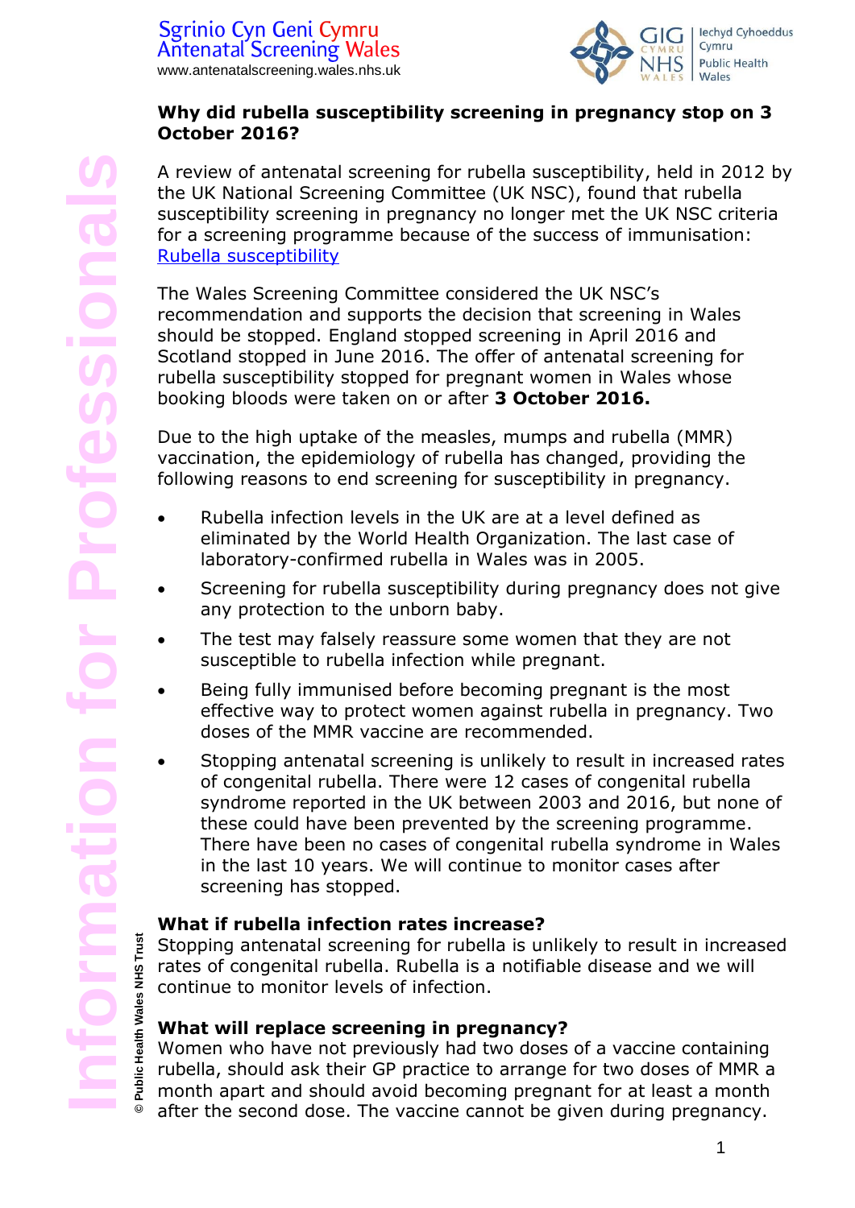Sgrinio Cyn Geni Cymru
Antenatal Screening Wales
www.antenatalscreening.wales.nhs.uk

## Why did rubella susceptibility screening in pregnancy stop on 3 October 2016?

A review of antenatal screening for rubella susceptibility, held in 2012 by the UK National Screening Committee (UK NSC), found that rubella susceptibility screening in pregnancy no longer met the UK NSC criteria for a screening programme because of the success of immunisation: Rubella susceptibility

The Wales Screening Committee considered the UK NSC's recommendation and supports the decision that screening in Wales should be stopped. England stopped screening in April 2016 and Scotland stopped in June 2016. The offer of antenatal screening for rubella susceptibility stopped for pregnant women in Wales whose booking bloods were taken on or after **3 October 2016.**

Due to the high uptake of the measles, mumps and rubella (MMR) vaccination, the epidemiology of rubella has changed, providing the following reasons to end screening for susceptibility in pregnancy.

- Rubella infection levels in the UK are at a level defined as eliminated by the World Health Organization. The last case of laboratory-confirmed rubella in Wales was in 2005.
- Screening for rubella susceptibility during pregnancy does not give any protection to the unborn baby.
- The test may falsely reassure some women that they are not susceptible to rubella infection while pregnant.
- Being fully immunised before becoming pregnant is the most effective way to protect women against rubella in pregnancy. Two doses of the MMR vaccine are recommended.
- Stopping antenatal screening is unlikely to result in increased rates of congenital rubella. There were 12 cases of congenital rubella syndrome reported in the UK between 2003 and 2016, but none of these could have been prevented by the screening programme. There have been no cases of congenital rubella syndrome in Wales in the last 10 years. We will continue to monitor cases after screening has stopped.

### What if rubella infection rates increase?

Stopping antenatal screening for rubella is unlikely to result in increased rates of congenital rubella. Rubella is a notifiable disease and we will continue to monitor levels of infection.

### What will replace screening in pregnancy?

Women who have not previously had two doses of a vaccine containing rubella, should ask their GP practice to arrange for two doses of MMR a month apart and should avoid becoming pregnant for at least a month after the second dose. The vaccine cannot be given during pregnancy.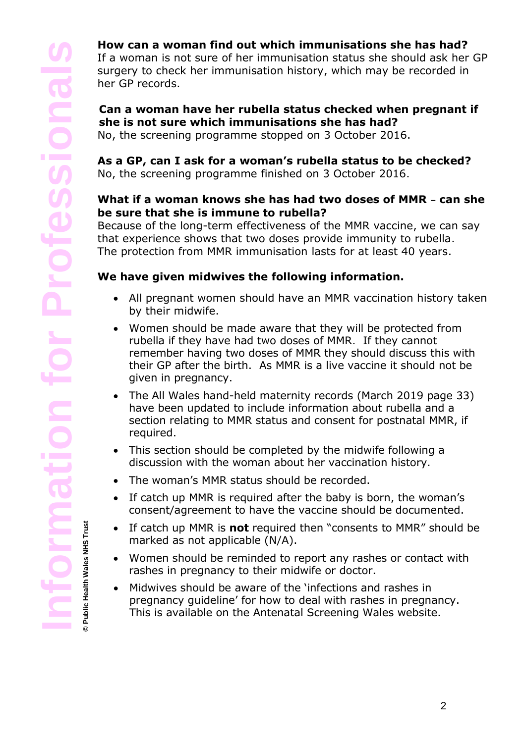**How can a woman find out which immunisations she has had?**
If a woman is not sure of her immunisation status she should ask her GP surgery to check her immunisation history, which may be recorded in her GP records.

**Can a woman have her rubella status checked when pregnant if she is not sure which immunisations she has had?**
No, the screening programme stopped on 3 October 2016.

**As a GP, can I ask for a woman's rubella status to be checked?**
No, the screening programme finished on 3 October 2016.

**What if a woman knows she has had two doses of MMR – can she be sure that she is immune to rubella?**
Because of the long-term effectiveness of the MMR vaccine, we can say that experience shows that two doses provide immunity to rubella. The protection from MMR immunisation lasts for at least 40 years.

**We have given midwives the following information.**

- All pregnant women should have an MMR vaccination history taken by their midwife.
- Women should be made aware that they will be protected from rubella if they have had two doses of MMR. If they cannot remember having two doses of MMR they should discuss this with their GP after the birth. As MMR is a live vaccine it should not be given in pregnancy.
- The All Wales hand-held maternity records (March 2019 page 33) have been updated to include information about rubella and a section relating to MMR status and consent for postnatal MMR, if required.
- This section should be completed by the midwife following a discussion with the woman about her vaccination history.
- The woman's MMR status should be recorded.
- If catch up MMR is required after the baby is born, the woman's consent/agreement to have the vaccine should be documented.
- If catch up MMR is **not** required then "consents to MMR" should be marked as not applicable (N/A).
- Women should be reminded to report any rashes or contact with rashes in pregnancy to their midwife or doctor.
- Midwives should be aware of the 'infections and rashes in pregnancy guideline' for how to deal with rashes in pregnancy. This is available on the Antenatal Screening Wales website.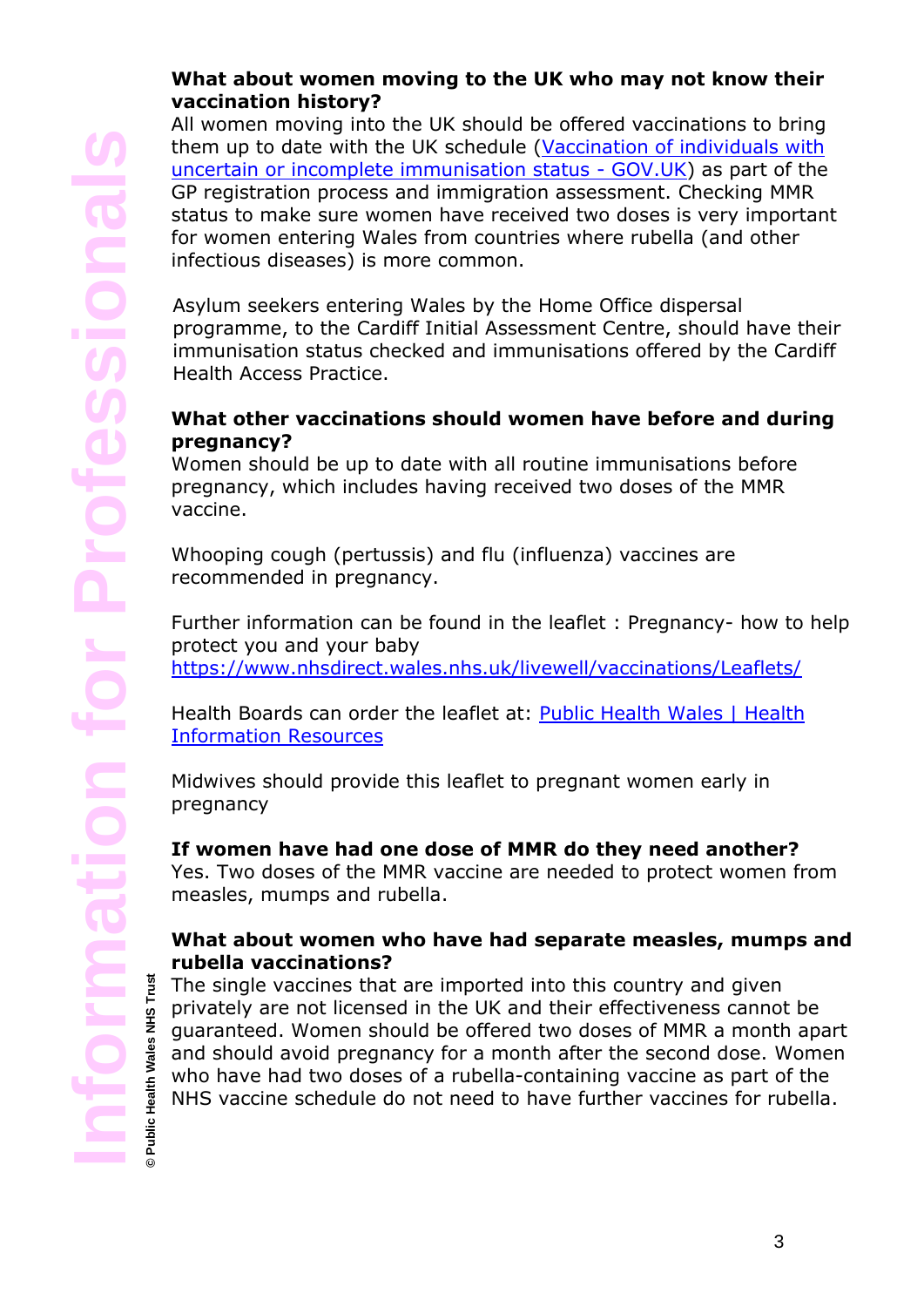**What about women moving to the UK who may not know their vaccination history?**

All women moving into the UK should be offered vaccinations to bring them up to date with the UK schedule ([Vaccination of individuals with uncertain or incomplete immunisation status - GOV.UK]) as part of the GP registration process and immigration assessment. Checking MMR status to make sure women have received two doses is very important for women entering Wales from countries where rubella (and other infectious diseases) is more common.

Asylum seekers entering Wales by the Home Office dispersal programme, to the Cardiff Initial Assessment Centre, should have their immunisation status checked and immunisations offered by the Cardiff Health Access Practice.

**What other vaccinations should women have before and during pregnancy?**

Women should be up to date with all routine immunisations before pregnancy, which includes having received two doses of the MMR vaccine.

Whooping cough (pertussis) and flu (influenza) vaccines are recommended in pregnancy.

Further information can be found in the leaflet : Pregnancy- how to help protect you and your baby
https://www.nhsdirect.wales.nhs.uk/livewell/vaccinations/Leaflets/

Health Boards can order the leaflet at: [Public Health Wales | Health Information Resources]

Midwives should provide this leaflet to pregnant women early in pregnancy

**If women have had one dose of MMR do they need another?**

Yes. Two doses of the MMR vaccine are needed to protect women from measles, mumps and rubella.

**What about women who have had separate measles, mumps and rubella vaccinations?**

The single vaccines that are imported into this country and given privately are not licensed in the UK and their effectiveness cannot be guaranteed. Women should be offered two doses of MMR a month apart and should avoid pregnancy for a month after the second dose. Women who have had two doses of a rubella-containing vaccine as part of the NHS vaccine schedule do not need to have further vaccines for rubella.